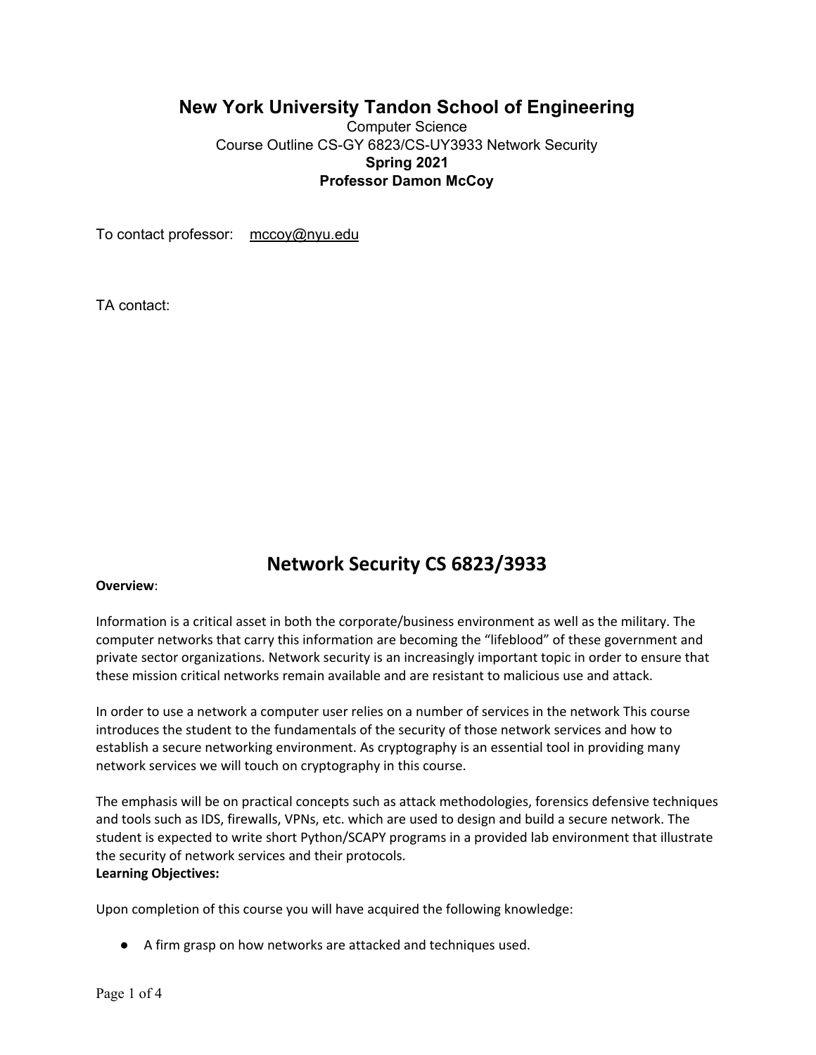# New York University Tandon School of Engineering

Computer Science

Course Outline CS-GY 6823/CS-UY3933 Network Security

**Spring 2021**

**Professor Damon McCoy**

To contact professor: mccoy@nyu.edu

TA contact:

# Network Security CS 6823/3933

**Overview**:

Information is a critical asset in both the corporate/business environment as well as the military. The computer networks that carry this information are becoming the "lifeblood" of these government and private sector organizations. Network security is an increasingly important topic in order to ensure that these mission critical networks remain available and are resistant to malicious use and attack.

In order to use a network a computer user relies on a number of services in the network This course introduces the student to the fundamentals of the security of those network services and how to establish a secure networking environment. As cryptography is an essential tool in providing many network services we will touch on cryptography in this course.

The emphasis will be on practical concepts such as attack methodologies, forensics defensive techniques and tools such as IDS, firewalls, VPNs, etc. which are used to design and build a secure network. The student is expected to write short Python/SCAPY programs in a provided lab environment that illustrate the security of network services and their protocols.

**Learning Objectives:**

Upon completion of this course you will have acquired the following knowledge:

- A firm grasp on how networks are attacked and techniques used.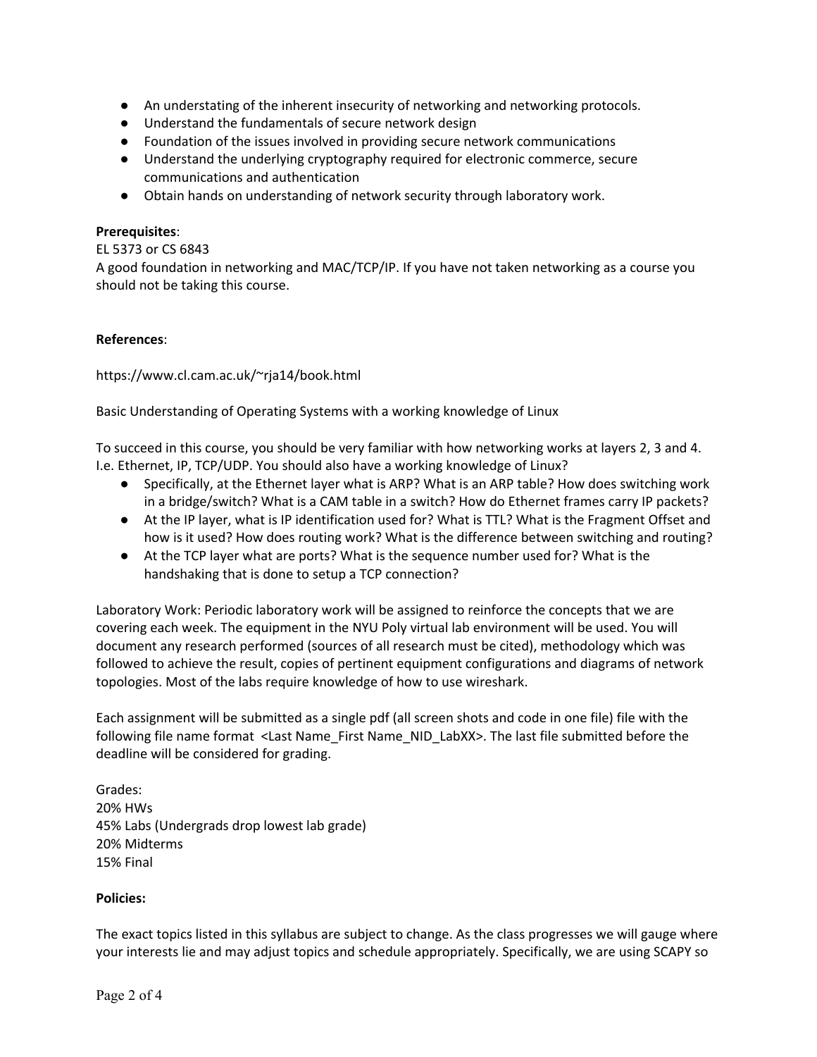- An understating of the inherent insecurity of networking and networking protocols.
- Understand the fundamentals of secure network design
- Foundation of the issues involved in providing secure network communications
- Understand the underlying cryptography required for electronic commerce, secure communications and authentication
- Obtain hands on understanding of network security through laboratory work.

**Prerequisites**:
EL 5373 or CS 6843
A good foundation in networking and MAC/TCP/IP. If you have not taken networking as a course you should not be taking this course.

**References**:

https://www.cl.cam.ac.uk/~rja14/book.html

Basic Understanding of Operating Systems with a working knowledge of Linux

To succeed in this course, you should be very familiar with how networking works at layers 2, 3 and 4. I.e. Ethernet, IP, TCP/UDP. You should also have a working knowledge of Linux?

- Specifically, at the Ethernet layer what is ARP? What is an ARP table? How does switching work in a bridge/switch? What is a CAM table in a switch? How do Ethernet frames carry IP packets?
- At the IP layer, what is IP identification used for? What is TTL? What is the Fragment Offset and how is it used? How does routing work? What is the difference between switching and routing?
- At the TCP layer what are ports? What is the sequence number used for? What is the handshaking that is done to setup a TCP connection?

Laboratory Work: Periodic laboratory work will be assigned to reinforce the concepts that we are covering each week. The equipment in the NYU Poly virtual lab environment will be used. You will document any research performed (sources of all research must be cited), methodology which was followed to achieve the result, copies of pertinent equipment configurations and diagrams of network topologies. Most of the labs require knowledge of how to use wireshark.

Each assignment will be submitted as a single pdf (all screen shots and code in one file) file with the following file name format <Last Name_First Name_NID_LabXX>. The last file submitted before the deadline will be considered for grading.

Grades:
20% HWs
45% Labs (Undergrads drop lowest lab grade)
20% Midterms
15% Final

**Policies:**

The exact topics listed in this syllabus are subject to change. As the class progresses we will gauge where your interests lie and may adjust topics and schedule appropriately. Specifically, we are using SCAPY so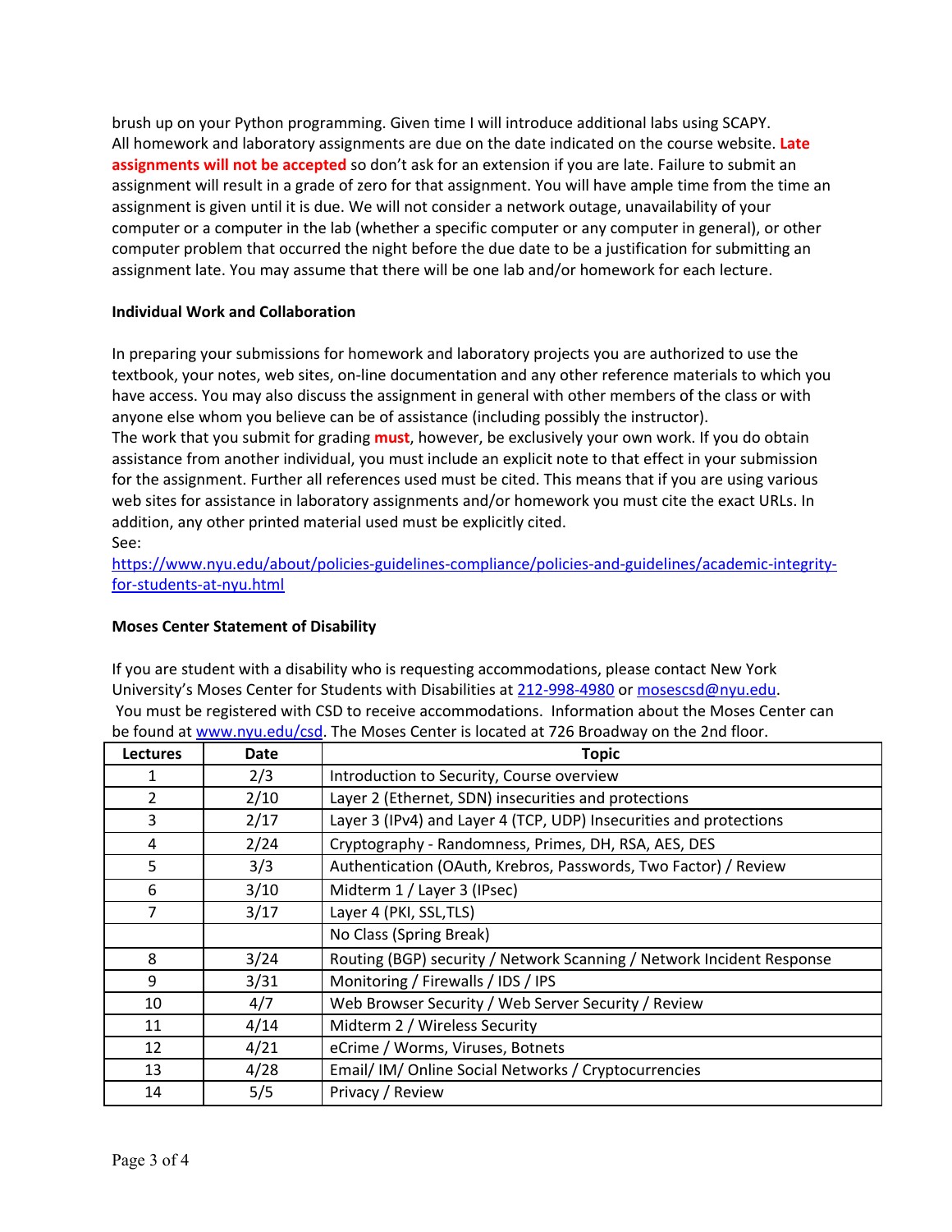brush up on your Python programming. Given time I will introduce additional labs using SCAPY.
All homework and laboratory assignments are due on the date indicated on the course website. **Late assignments will not be accepted** so don't ask for an extension if you are late. Failure to submit an assignment will result in a grade of zero for that assignment. You will have ample time from the time an assignment is given until it is due. We will not consider a network outage, unavailability of your computer or a computer in the lab (whether a specific computer or any computer in general), or other computer problem that occurred the night before the due date to be a justification for submitting an assignment late. You may assume that there will be one lab and/or homework for each lecture.

**Individual Work and Collaboration**

In preparing your submissions for homework and laboratory projects you are authorized to use the textbook, your notes, web sites, on-line documentation and any other reference materials to which you have access. You may also discuss the assignment in general with other members of the class or with anyone else whom you believe can be of assistance (including possibly the instructor).
The work that you submit for grading **must**, however, be exclusively your own work. If you do obtain assistance from another individual, you must include an explicit note to that effect in your submission for the assignment. Further all references used must be cited. This means that if you are using various web sites for assistance in laboratory assignments and/or homework you must cite the exact URLs. In addition, any other printed material used must be explicitly cited.
See:
https://www.nyu.edu/about/policies-guidelines-compliance/policies-and-guidelines/academic-integrity-for-students-at-nyu.html

**Moses Center Statement of Disability**

If you are student with a disability who is requesting accommodations, please contact New York University's Moses Center for Students with Disabilities at 212-998-4980 or mosescsd@nyu.edu.
You must be registered with CSD to receive accommodations. Information about the Moses Center can be found at www.nyu.edu/csd. The Moses Center is located at 726 Broadway on the 2nd floor.

| Lectures | Date | Topic |
|---|---|---|
| 1 | 2/3 | Introduction to Security, Course overview |
| 2 | 2/10 | Layer 2 (Ethernet, SDN) insecurities and protections |
| 3 | 2/17 | Layer 3 (IPv4) and Layer 4 (TCP, UDP) Insecurities and protections |
| 4 | 2/24 | Cryptography - Randomness, Primes, DH, RSA, AES, DES |
| 5 | 3/3 | Authentication (OAuth, Krebros, Passwords, Two Factor) / Review |
| 6 | 3/10 | Midterm 1 / Layer 3 (IPsec) |
| 7 | 3/17 | Layer 4 (PKI, SSL,TLS) |
| | | No Class (Spring Break) |
| 8 | 3/24 | Routing (BGP) security / Network Scanning / Network Incident Response |
| 9 | 3/31 | Monitoring / Firewalls / IDS / IPS |
| 10 | 4/7 | Web Browser Security / Web Server Security / Review |
| 11 | 4/14 | Midterm 2 / Wireless Security |
| 12 | 4/21 | eCrime / Worms, Viruses, Botnets |
| 13 | 4/28 | Email/ IM/ Online Social Networks / Cryptocurrencies |
| 14 | 5/5 | Privacy / Review |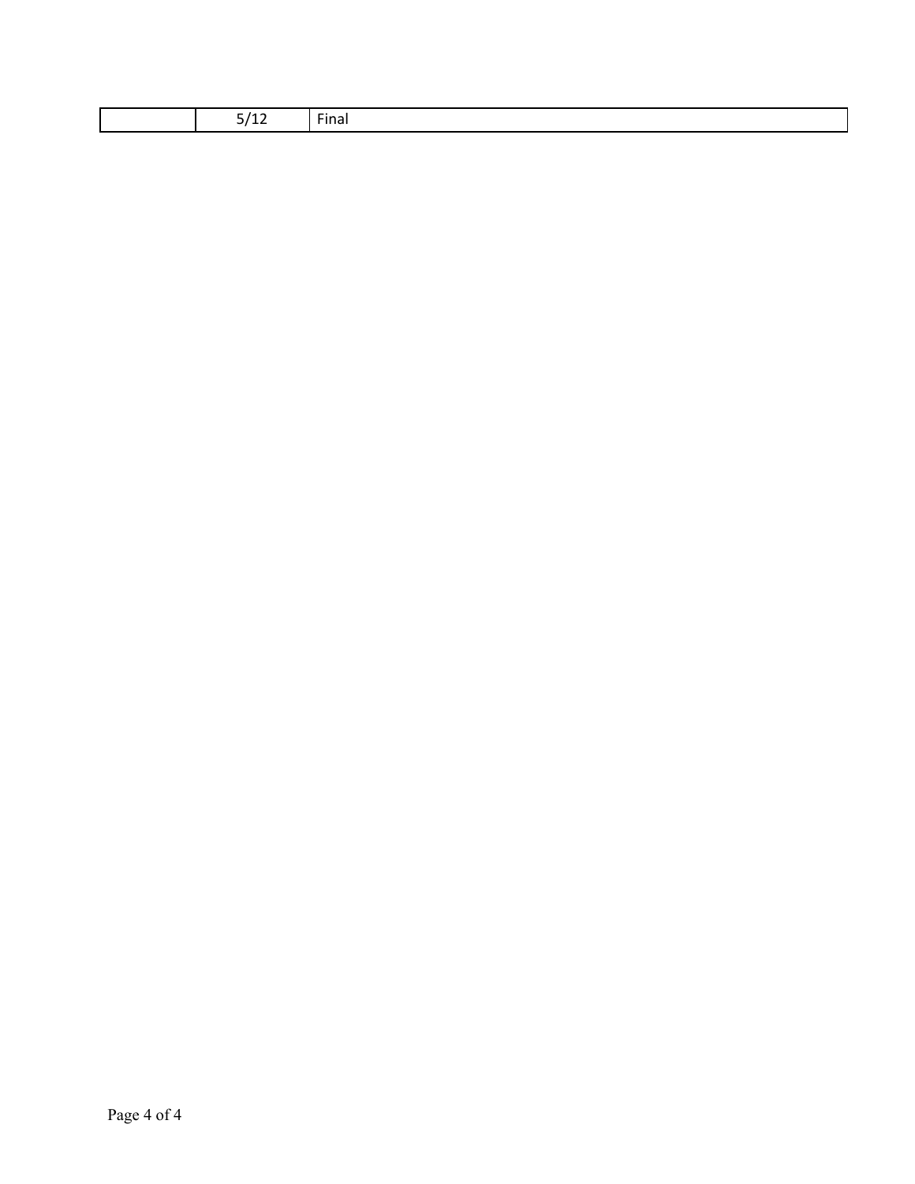| | | |
|---|---|---|
| | 5/12 | Final |